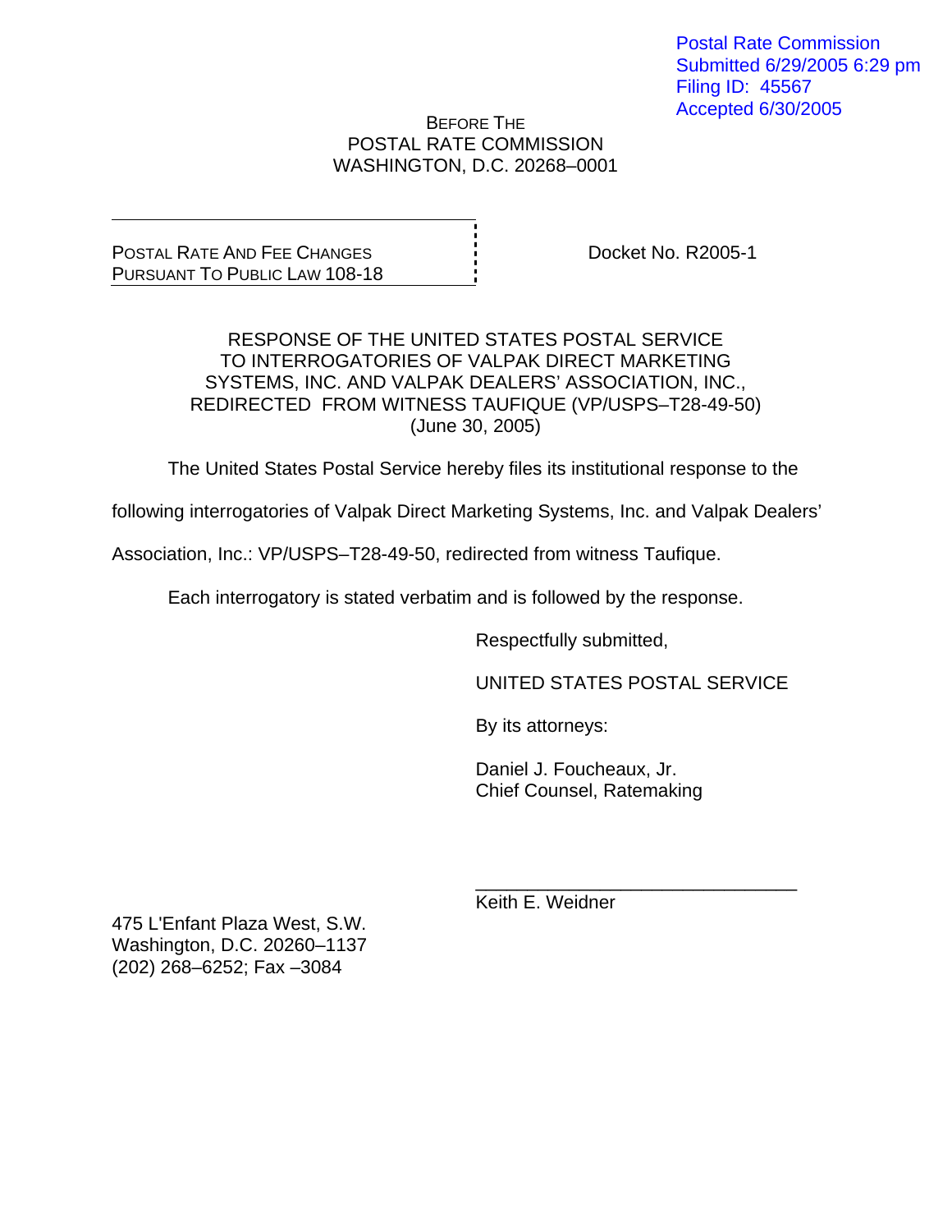Postal Rate Commission
Submitted 6/29/2005 6:29 pm
Filing ID: 45567
Accepted 6/30/2005

BEFORE THE
POSTAL RATE COMMISSION
WASHINGTON, D.C. 20268–0001

| POSTAL RATE AND FEE CHANGES PURSUANT TO PUBLIC LAW 108-18 | Docket No. R2005-1 |
|---|---|

RESPONSE OF THE UNITED STATES POSTAL SERVICE
TO INTERROGATORIES OF VALPAK DIRECT MARKETING
SYSTEMS, INC. AND VALPAK DEALERS' ASSOCIATION, INC.,
REDIRECTED FROM WITNESS TAUFIQUE (VP/USPS–T28-49-50)
(June 30, 2005)

The United States Postal Service hereby files its institutional response to the following interrogatories of Valpak Direct Marketing Systems, Inc. and Valpak Dealers' Association, Inc.: VP/USPS–T28-49-50, redirected from witness Taufique.

Each interrogatory is stated verbatim and is followed by the response.

Respectfully submitted,

UNITED STATES POSTAL SERVICE

By its attorneys:

Daniel J. Foucheaux, Jr.
Chief Counsel, Ratemaking

______________________________
Keith E. Weidner

475 L'Enfant Plaza West, S.W.
Washington, D.C. 20260–1137
(202) 268–6252; Fax –3084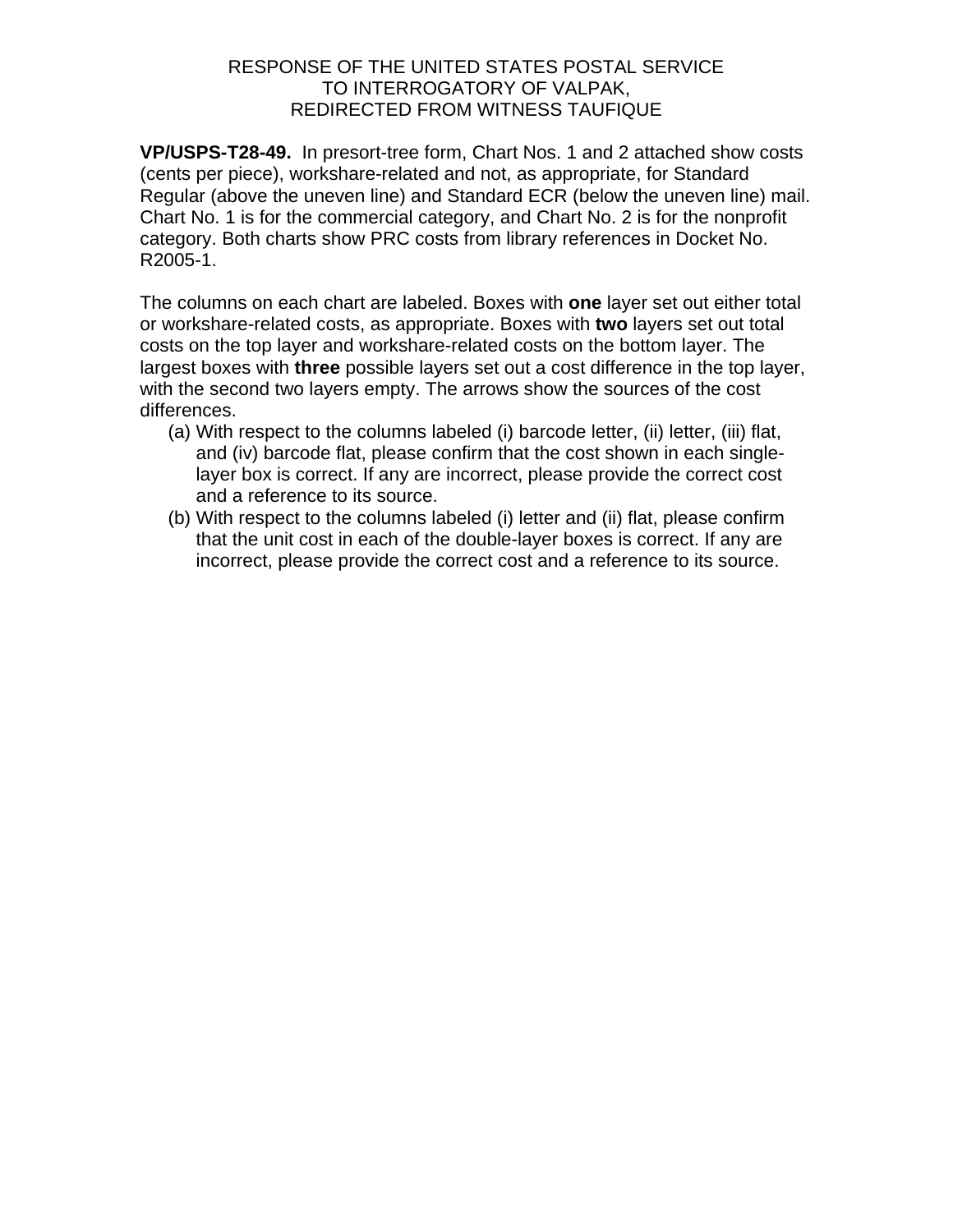RESPONSE OF THE UNITED STATES POSTAL SERVICE
TO INTERROGATORY OF VALPAK,
REDIRECTED FROM WITNESS TAUFIQUE

**VP/USPS-T28-49.** In presort-tree form, Chart Nos. 1 and 2 attached show costs (cents per piece), workshare-related and not, as appropriate, for Standard Regular (above the uneven line) and Standard ECR (below the uneven line) mail. Chart No. 1 is for the commercial category, and Chart No. 2 is for the nonprofit category. Both charts show PRC costs from library references in Docket No. R2005-1.

The columns on each chart are labeled. Boxes with **one** layer set out either total or workshare-related costs, as appropriate. Boxes with **two** layers set out total costs on the top layer and workshare-related costs on the bottom layer. The largest boxes with **three** possible layers set out a cost difference in the top layer, with the second two layers empty. The arrows show the sources of the cost differences.

(a) With respect to the columns labeled (i) barcode letter, (ii) letter, (iii) flat, and (iv) barcode flat, please confirm that the cost shown in each single-layer box is correct. If any are incorrect, please provide the correct cost and a reference to its source.

(b) With respect to the columns labeled (i) letter and (ii) flat, please confirm that the unit cost in each of the double-layer boxes is correct. If any are incorrect, please provide the correct cost and a reference to its source.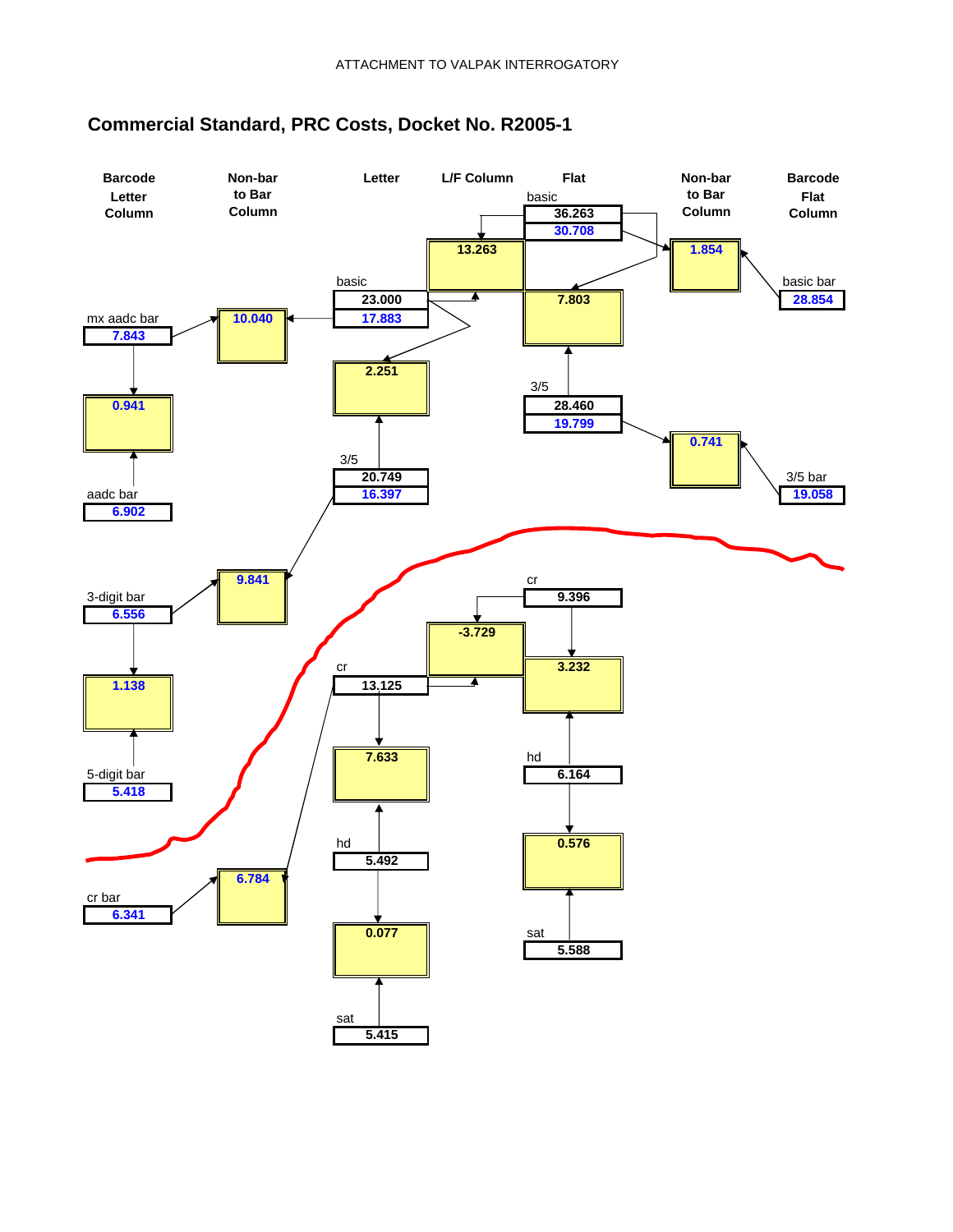ATTACHMENT TO VALPAK INTERROGATORY

## Commercial Standard, PRC Costs, Docket No. R2005-1

| Barcode Letter Column | Non-bar to Bar Column | Letter | L/F Column | Flat | Non-bar to Bar Column | Barcode Flat Column |
|---|---|---|---|---|---|---|
| | | | | basic: 36.263 / 30.708 | | |
| | | | 13.263 | | 1.854 | |
| mx aadc bar: 7.843 | 10.040 | basic: 23.000 / 17.883 | | 7.803 | | basic bar: 28.854 |
| 0.941 | | 2.251 | | | | |
| | | | | 3/5: 28.460 / 19.799 | 0.741 | 3/5 bar: 19.058 |
| aadc bar: 6.902 | | 3/5: 20.749 / 16.397 | | | | |
| 3-digit bar: 6.556 | 9.841 | | | | | |
| | | | | cr: 9.396 | | |
| | | | -3.729 | 3.232 | | |
| 1.138 | | cr: 13.125 | | | | |
| | | 7.633 | | hd: 6.164 | | |
| 5-digit bar: 5.418 | | hd: 5.492 | | 0.576 | | |
| cr bar: 6.341 | 6.784 | 0.077 | | sat: 5.588 | | |
| | | sat: 5.415 | | | | |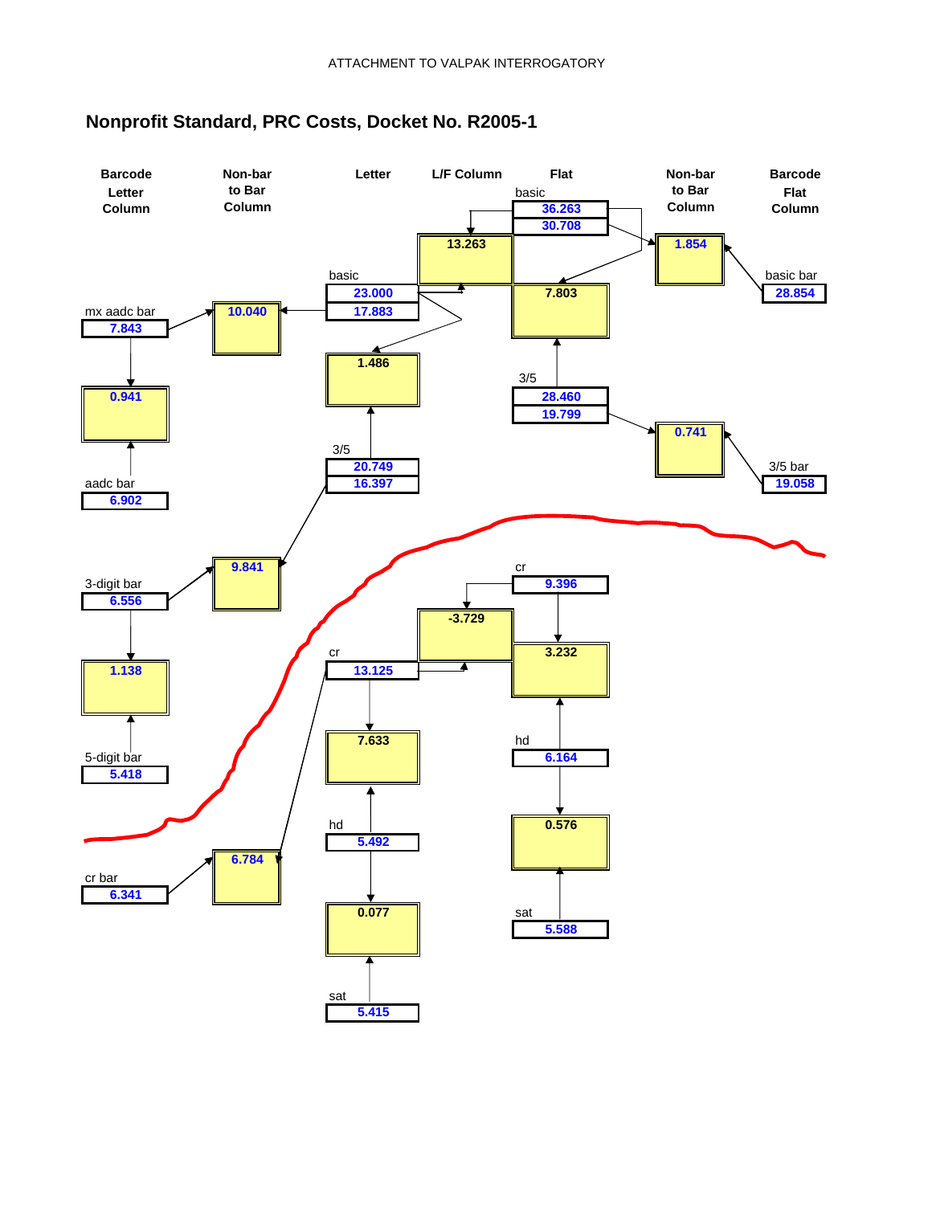ATTACHMENT TO VALPAK INTERROGATORY

## Nonprofit Standard, PRC Costs, Docket No. R2005-1

| Barcode Letter Column | Non-bar to Bar Column | Letter | L/F Column | Flat | Non-bar to Bar Column | Barcode Flat Column |
|---|---|---|---|---|---|---|
| | | | 13.263 | basic: 36.263 / 30.708 | 1.854 | |
| mx aadc bar: 7.843 | 10.040 | basic: 23.000 / 17.883 | | 7.803 | | basic bar: 28.854 |
| 0.941 | | 1.486 | | 3/5: 28.460 / 19.799 | 0.741 | |
| aadc bar: 6.902 | | 3/5: 20.749 / 16.397 | | | | 3/5 bar: 19.058 |
| 3-digit bar: 6.556 | 9.841 | | -3.729 | cr: 9.396 | | |
| 1.138 | | cr: 13.125 | | 3.232 | | |
| 5-digit bar: 5.418 | | 7.633 | | hd: 6.164 | | |
| | | hd: 5.492 | | 0.576 | | |
| cr bar: 6.341 | 6.784 | 0.077 | | sat: 5.588 | | |
| | | sat: 5.415 | | | | |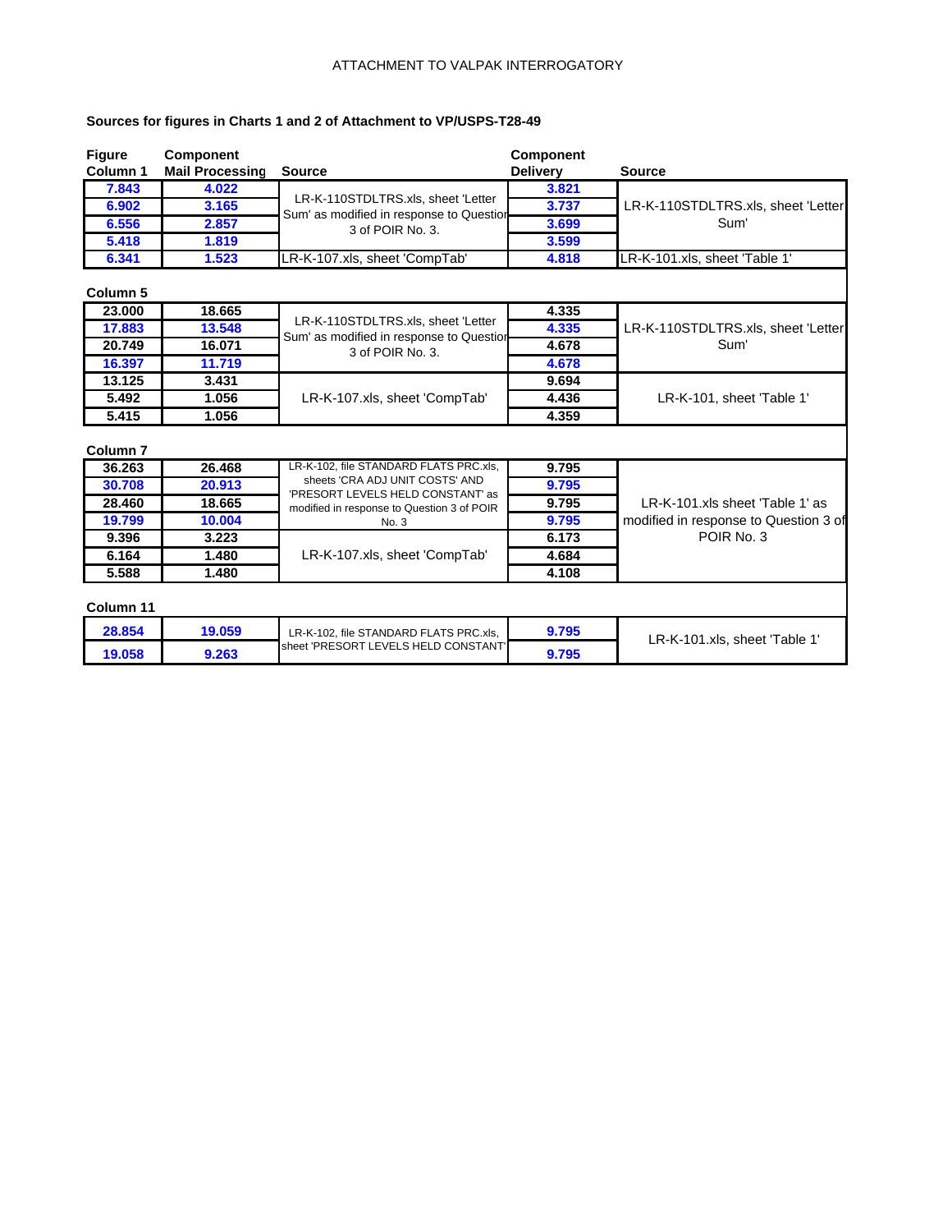ATTACHMENT TO VALPAK INTERROGATORY

**Sources for figures in Charts 1 and 2 of Attachment to VP/USPS-T28-49**

| Figure | Component Mail Processing | Source | Component Delivery | Source |
|---|---|---|---|---|
| **Column 1** | | | | |
| 7.843 | 4.022 | LR-K-110STDLTRS.xls, sheet 'Letter Sum' as modified in response to Question 3 of POIR No. 3. | 3.821 | LR-K-110STDLTRS.xls, sheet 'Letter Sum' |
| 6.902 | 3.165 | | 3.737 | |
| 6.556 | 2.857 | | 3.699 | |
| 5.418 | 1.819 | | 3.599 | |
| 6.341 | 1.523 | LR-K-107.xls, sheet 'CompTab' | 4.818 | LR-K-101.xls, sheet 'Table 1' |
| **Column 5** | | | | |
| 23.000 | 18.665 | LR-K-110STDLTRS.xls, sheet 'Letter Sum' as modified in response to Question 3 of POIR No. 3. | 4.335 | LR-K-110STDLTRS.xls, sheet 'Letter Sum' |
| 17.883 | 13.548 | | 4.335 | |
| 20.749 | 16.071 | | 4.678 | |
| 16.397 | 11.719 | | 4.678 | |
| 13.125 | 3.431 | LR-K-107.xls, sheet 'CompTab' | 9.694 | LR-K-101, sheet 'Table 1' |
| 5.492 | 1.056 | | 4.436 | |
| 5.415 | 1.056 | | 4.359 | |
| **Column 7** | | | | |
| 36.263 | 26.468 | LR-K-102, file STANDARD FLATS PRC.xls, sheets 'CRA ADJ UNIT COSTS' AND 'PRESORT LEVELS HELD CONSTANT' as modified in response to Question 3 of POIR No. 3 | 9.795 | LR-K-101.xls sheet 'Table 1' as modified in response to Question 3 of POIR No. 3 |
| 30.708 | 20.913 | | 9.795 | |
| 28.460 | 18.665 | | 9.795 | |
| 19.799 | 10.004 | | 9.795 | |
| 9.396 | 3.223 | LR-K-107.xls, sheet 'CompTab' | 6.173 | |
| 6.164 | 1.480 | | 4.684 | |
| 5.588 | 1.480 | | 4.108 | |
| **Column 11** | | | | |
| 28.854 | 19.059 | LR-K-102, file STANDARD FLATS PRC.xls, sheet 'PRESORT LEVELS HELD CONSTANT' | 9.795 | LR-K-101.xls, sheet 'Table 1' |
| 19.058 | 9.263 | | 9.795 | |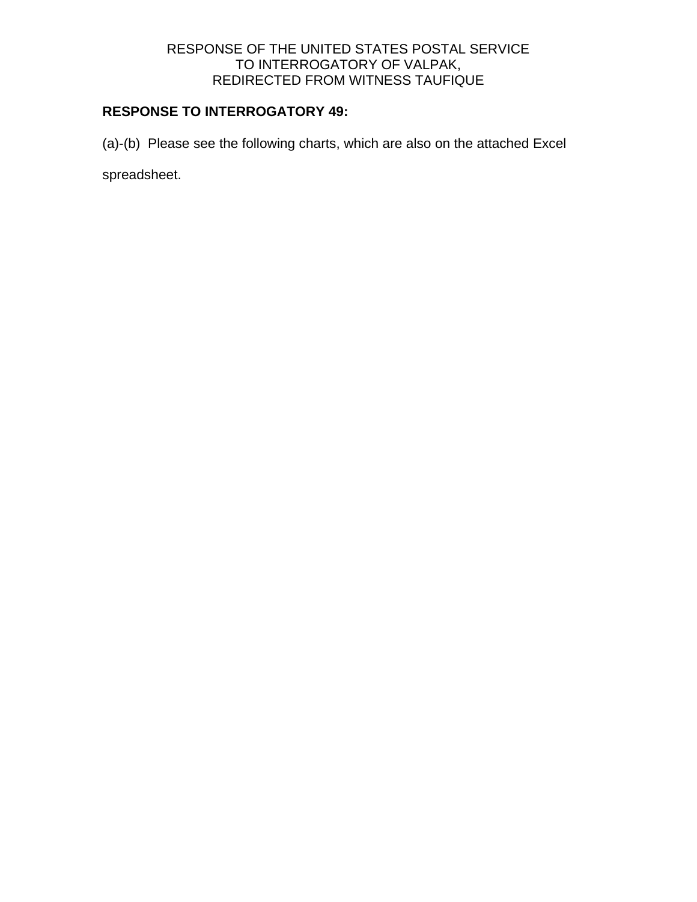RESPONSE OF THE UNITED STATES POSTAL SERVICE
TO INTERROGATORY OF VALPAK,
REDIRECTED FROM WITNESS TAUFIQUE

**RESPONSE TO INTERROGATORY 49:**

(a)-(b) Please see the following charts, which are also on the attached Excel spreadsheet.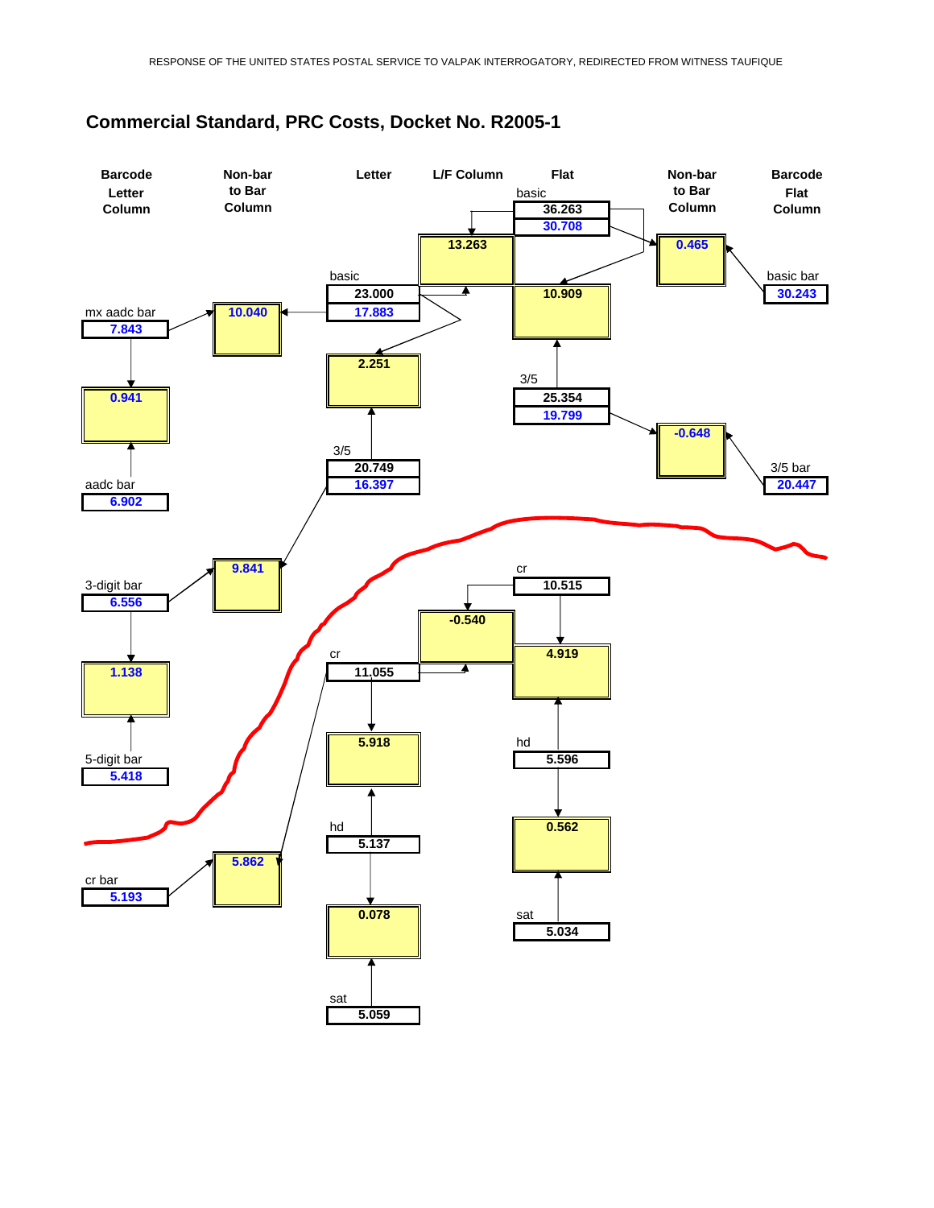## Commercial Standard, PRC Costs, Docket No. R2005-1

| Barcode Letter Column | Non-bar to Bar Column | Letter | L/F Column | Flat | Non-bar to Bar Column | Barcode Flat Column |
|---|---|---|---|---|---|---|
| | | | | basic 36.263 / 30.708 | | |
| | | | 13.263 | | 0.465 | basic bar 30.243 |
| mx aadc bar 7.843 | 10.040 | basic 23.000 / 17.883 | | 10.909 | | |
| 0.941 | | 2.251 | | 3/5 25.354 / 19.799 | -0.648 | 3/5 bar 20.447 |
| aadc bar 6.902 | | 3/5 20.749 / 16.397 | | | | |
| 3-digit bar 6.556 | 9.841 | | | cr 10.515 | | |
| | | | -0.540 | 4.919 | | |
| 1.138 | | cr 11.055 | | | | |
| 5-digit bar 5.418 | | 5.918 | | hd 5.596 | | |
| | | hd 5.137 | | 0.562 | | |
| cr bar 5.193 | 5.862 | 0.078 | | sat 5.034 | | |
| | | sat 5.059 | | | | |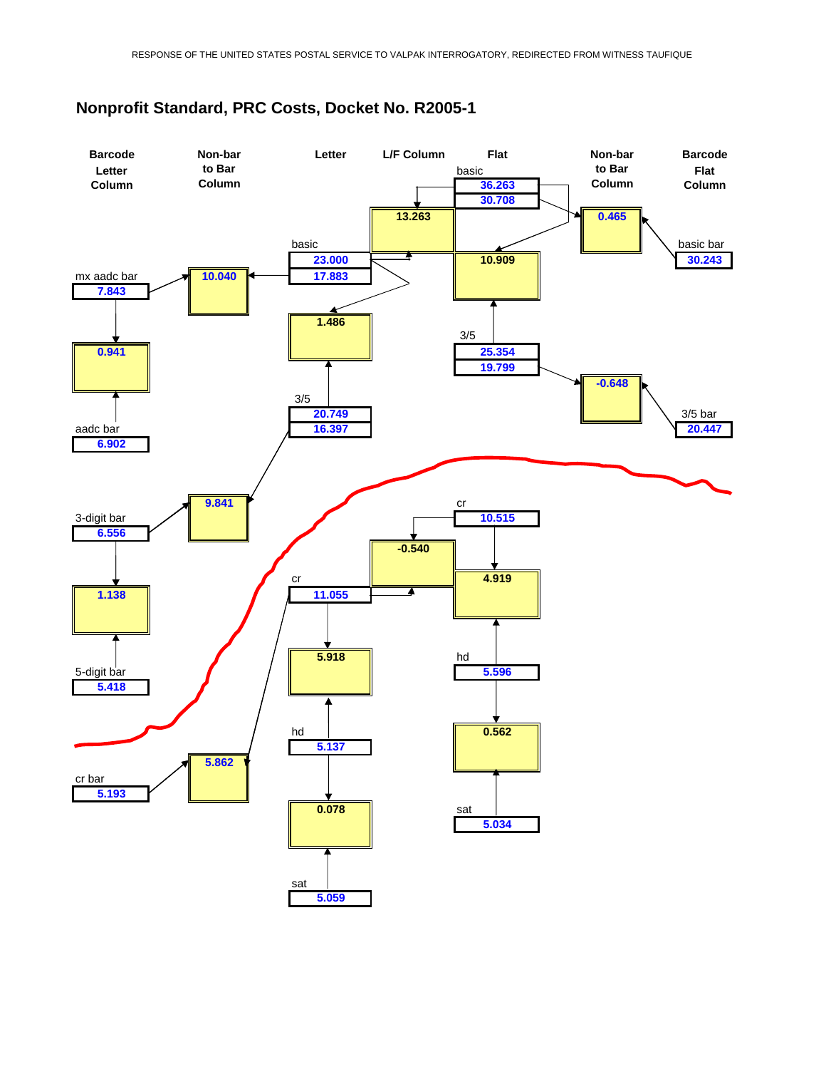RESPONSE OF THE UNITED STATES POSTAL SERVICE TO VALPAK INTERROGATORY, REDIRECTED FROM WITNESS TAUFIQUE

## Nonprofit Standard, PRC Costs, Docket No. R2005-1

| Barcode Letter Column | Non-bar to Bar Column | Letter | L/F Column | Flat | Non-bar to Bar Column | Barcode Flat Column |
|---|---|---|---|---|---|---|
| | | | | basic: 36.263 / 30.708 | | |
| | | | 13.263 | | 0.465 | basic bar: 30.243 |
| mx aadc bar: 7.843 | 10.040 | basic: 23.000 / 17.883 | | 10.909 | | |
| 0.941 | | 1.486 | | 3/5: 25.354 / 19.799 | -0.648 | 3/5 bar: 20.447 |
| aadc bar: 6.902 | | 3/5: 20.749 / 16.397 | | | | |
| 3-digit bar: 6.556 | 9.841 | | | cr: 10.515 | | |
| 1.138 | | | -0.540 | 4.919 | | |
| 5-digit bar: 5.418 | | cr: 11.055 | | | | |
| | | 5.918 | | hd: 5.596 | | |
| cr bar: 5.193 | 5.862 | hd: 5.137 | | 0.562 | | |
| | | 0.078 | | sat: 5.034 | | |
| | | sat: 5.059 | | | | |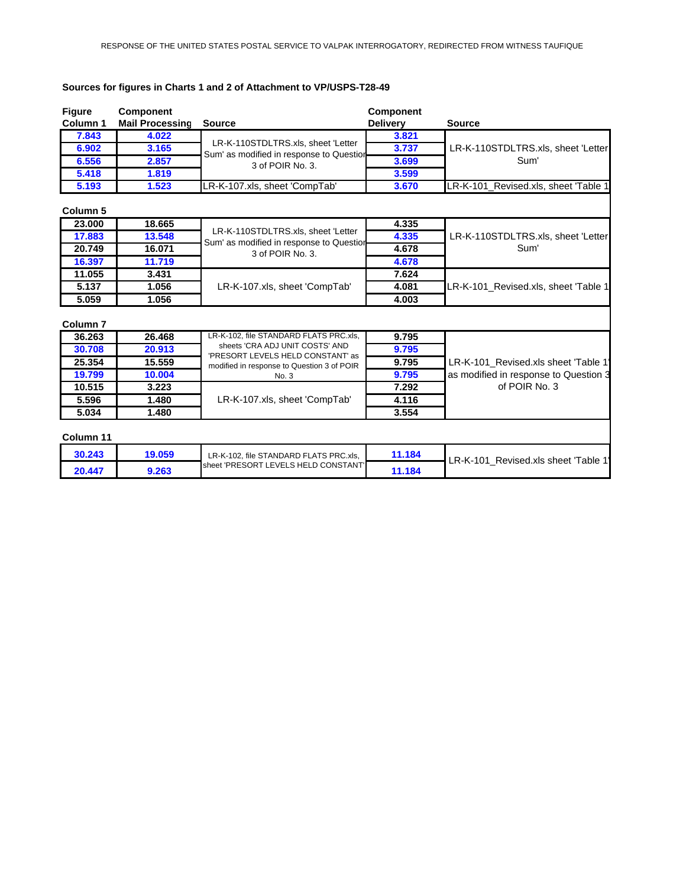RESPONSE OF THE UNITED STATES POSTAL SERVICE TO VALPAK INTERROGATORY, REDIRECTED FROM WITNESS TAUFIQUE

**Sources for figures in Charts 1 and 2 of Attachment to VP/USPS-T28-49**

| Figure Column 1 | Component Mail Processing | Source | Component Delivery | Source |
|---|---|---|---|---|
| 7.843 | 4.022 | LR-K-110STDLTRS.xls, sheet 'Letter Sum' as modified in response to Question 3 of POIR No. 3. | 3.821 | LR-K-110STDLTRS.xls, sheet 'Letter Sum' |
| 6.902 | 3.165 | | 3.737 | |
| 6.556 | 2.857 | | 3.699 | |
| 5.418 | 1.819 | | 3.599 | |
| 5.193 | 1.523 | LR-K-107.xls, sheet 'CompTab' | 3.670 | LR-K-101_Revised.xls, sheet 'Table 1 |

**Column 5**

| Figure | Component Mail Processing | Source | Component Delivery | Source |
|---|---|---|---|---|
| 23.000 | 18.665 | LR-K-110STDLTRS.xls, sheet 'Letter Sum' as modified in response to Question 3 of POIR No. 3. | 4.335 | LR-K-110STDLTRS.xls, sheet 'Letter Sum' |
| 17.883 | 13.548 | | 4.335 | |
| 20.749 | 16.071 | | 4.678 | |
| 16.397 | 11.719 | | 4.678 | |
| 11.055 | 3.431 | LR-K-107.xls, sheet 'CompTab' | 7.624 | LR-K-101_Revised.xls, sheet 'Table 1 |
| 5.137 | 1.056 | | 4.081 | |
| 5.059 | 1.056 | | 4.003 | |

**Column 7**

| Figure | Component Mail Processing | Source | Component Delivery | Source |
|---|---|---|---|---|
| 36.263 | 26.468 | LR-K-102, file STANDARD FLATS PRC.xls, sheets 'CRA ADJ UNIT COSTS' AND 'PRESORT LEVELS HELD CONSTANT' as modified in response to Question 3 of POIR No. 3 | 9.795 | LR-K-101_Revised.xls sheet 'Table 1' as modified in response to Question 3 of POIR No. 3 |
| 30.708 | 20.913 | | 9.795 | |
| 25.354 | 15.559 | | 9.795 | |
| 19.799 | 10.004 | | 9.795 | |
| 10.515 | 3.223 | LR-K-107.xls, sheet 'CompTab' | 7.292 | |
| 5.596 | 1.480 | | 4.116 | |
| 5.034 | 1.480 | | 3.554 | |

**Column 11**

| Figure | Component Mail Processing | Source | Component Delivery | Source |
|---|---|---|---|---|
| 30.243 | 19.059 | LR-K-102, file STANDARD FLATS PRC.xls, sheet 'PRESORT LEVELS HELD CONSTANT' | 11.184 | LR-K-101_Revised.xls sheet 'Table 1' |
| 20.447 | 9.263 | | 11.184 | |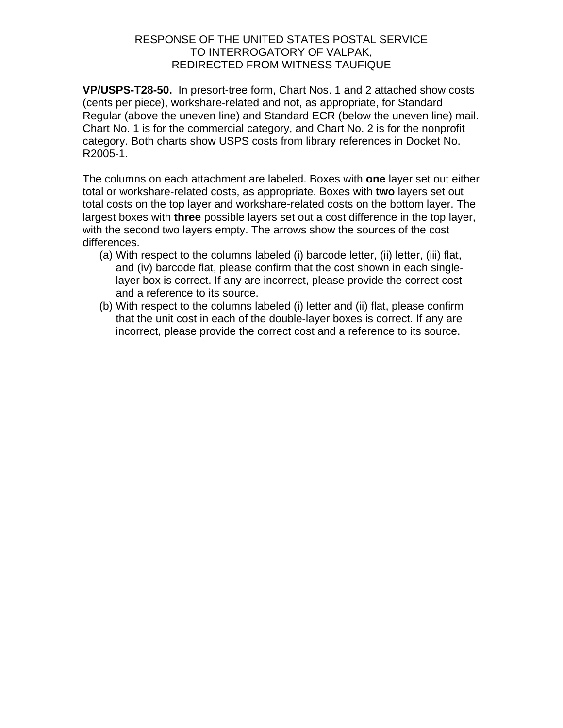RESPONSE OF THE UNITED STATES POSTAL SERVICE
TO INTERROGATORY OF VALPAK,
REDIRECTED FROM WITNESS TAUFIQUE

**VP/USPS-T28-50.** In presort-tree form, Chart Nos. 1 and 2 attached show costs (cents per piece), workshare-related and not, as appropriate, for Standard Regular (above the uneven line) and Standard ECR (below the uneven line) mail. Chart No. 1 is for the commercial category, and Chart No. 2 is for the nonprofit category. Both charts show USPS costs from library references in Docket No. R2005-1.

The columns on each attachment are labeled. Boxes with **one** layer set out either total or workshare-related costs, as appropriate. Boxes with **two** layers set out total costs on the top layer and workshare-related costs on the bottom layer. The largest boxes with **three** possible layers set out a cost difference in the top layer, with the second two layers empty. The arrows show the sources of the cost differences.

(a) With respect to the columns labeled (i) barcode letter, (ii) letter, (iii) flat, and (iv) barcode flat, please confirm that the cost shown in each single-layer box is correct. If any are incorrect, please provide the correct cost and a reference to its source.

(b) With respect to the columns labeled (i) letter and (ii) flat, please confirm that the unit cost in each of the double-layer boxes is correct. If any are incorrect, please provide the correct cost and a reference to its source.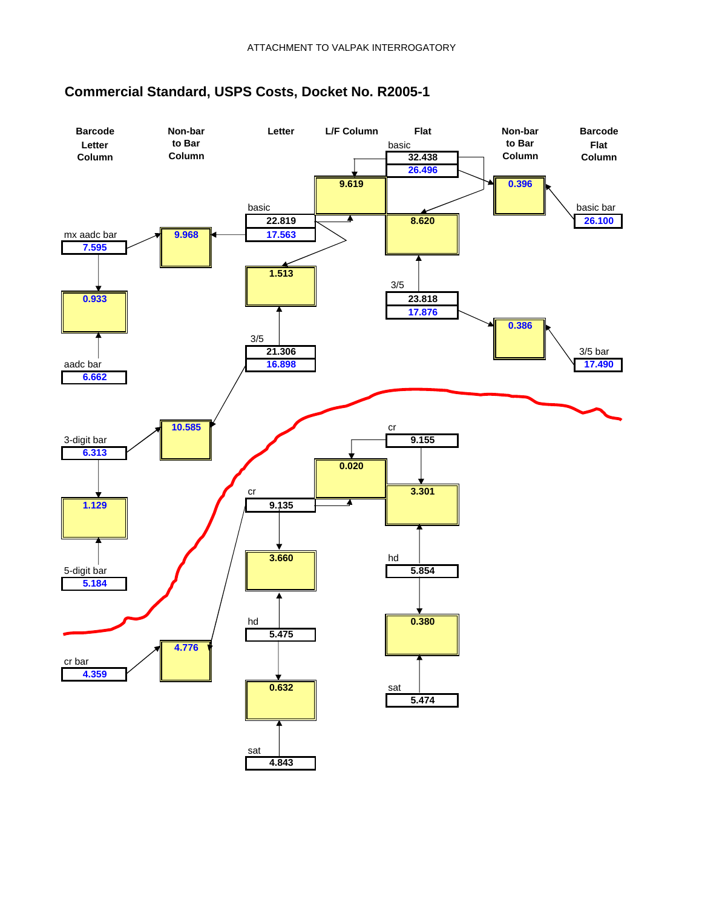ATTACHMENT TO VALPAK INTERROGATORY

## Commercial Standard, USPS Costs, Docket No. R2005-1

| Barcode Letter Column | Non-bar to Bar Column | Letter | L/F Column | Flat | Non-bar to Bar Column | Barcode Flat Column |
|---|---|---|---|---|---|---|
| | | | 9.619 | basic: 32.438 / 26.496 | 0.396 | |
| mx aadc bar: 7.595 | 9.968 | basic: 22.819 / 17.563 | | 8.620 | | basic bar: 26.100 |
| 0.933 | | 1.513 | | 3/5: 23.818 / 17.876 | 0.386 | 3/5 bar: 17.490 |
| aadc bar: 6.662 | | 3/5: 21.306 / 16.898 | | | | |
| 3-digit bar: 6.313 | 10.585 | | | cr: 9.155 | | |
| 1.129 | | cr: 9.135 | 0.020 | 3.301 | | |
| 5-digit bar: 5.184 | | 3.660 | | hd: 5.854 | | |
| cr bar: 4.359 | 4.776 | hd: 5.475 | | 0.380 | | |
| | | 0.632 | | sat: 5.474 | | |
| | | sat: 4.843 | | | | |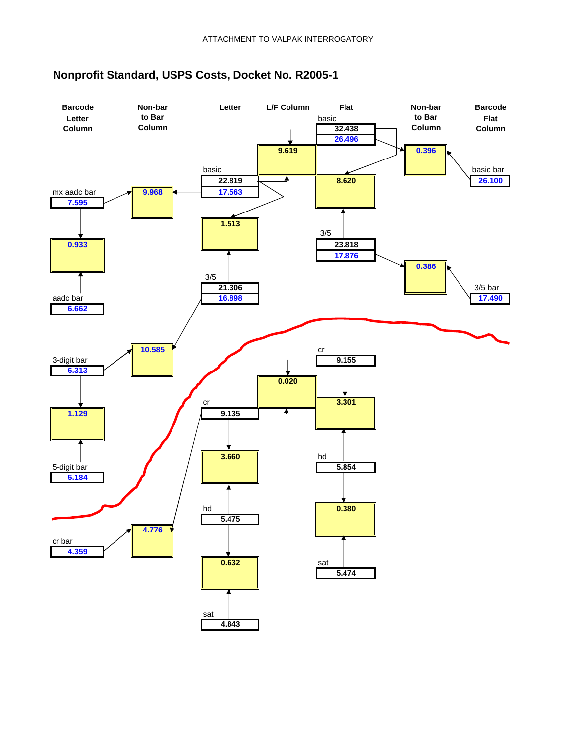ATTACHMENT TO VALPAK INTERROGATORY

## Nonprofit Standard, USPS Costs, Docket No. R2005-1

| Barcode Letter Column | Non-bar to Bar Column | Letter | L/F Column | Flat | Non-bar to Bar Column | Barcode Flat Column |
|---|---|---|---|---|---|---|
| | | | 9.619 | basic: 32.438 / 26.496 | 0.396 | basic bar: 26.100 |
| mx aadc bar: 7.595 | 9.968 | basic: 22.819 / 17.563 | | 8.620 | | |
| 0.933 | | 1.513 | | 3/5: 23.818 / 17.876 | 0.386 | 3/5 bar: 17.490 |
| aadc bar: 6.662 | | 3/5: 21.306 / 16.898 | | | | |
| 3-digit bar: 6.313 | 10.585 | | | cr: 9.155 | | |
| 1.129 | | cr: 9.135 | 0.020 | 3.301 | | |
| 5-digit bar: 5.184 | | 3.660 | | hd: 5.854 | | |
| | | hd: 5.475 | | 0.380 | | |
| cr bar: 4.359 | 4.776 | 0.632 | | sat: 5.474 | | |
| | | sat: 4.843 | | | | |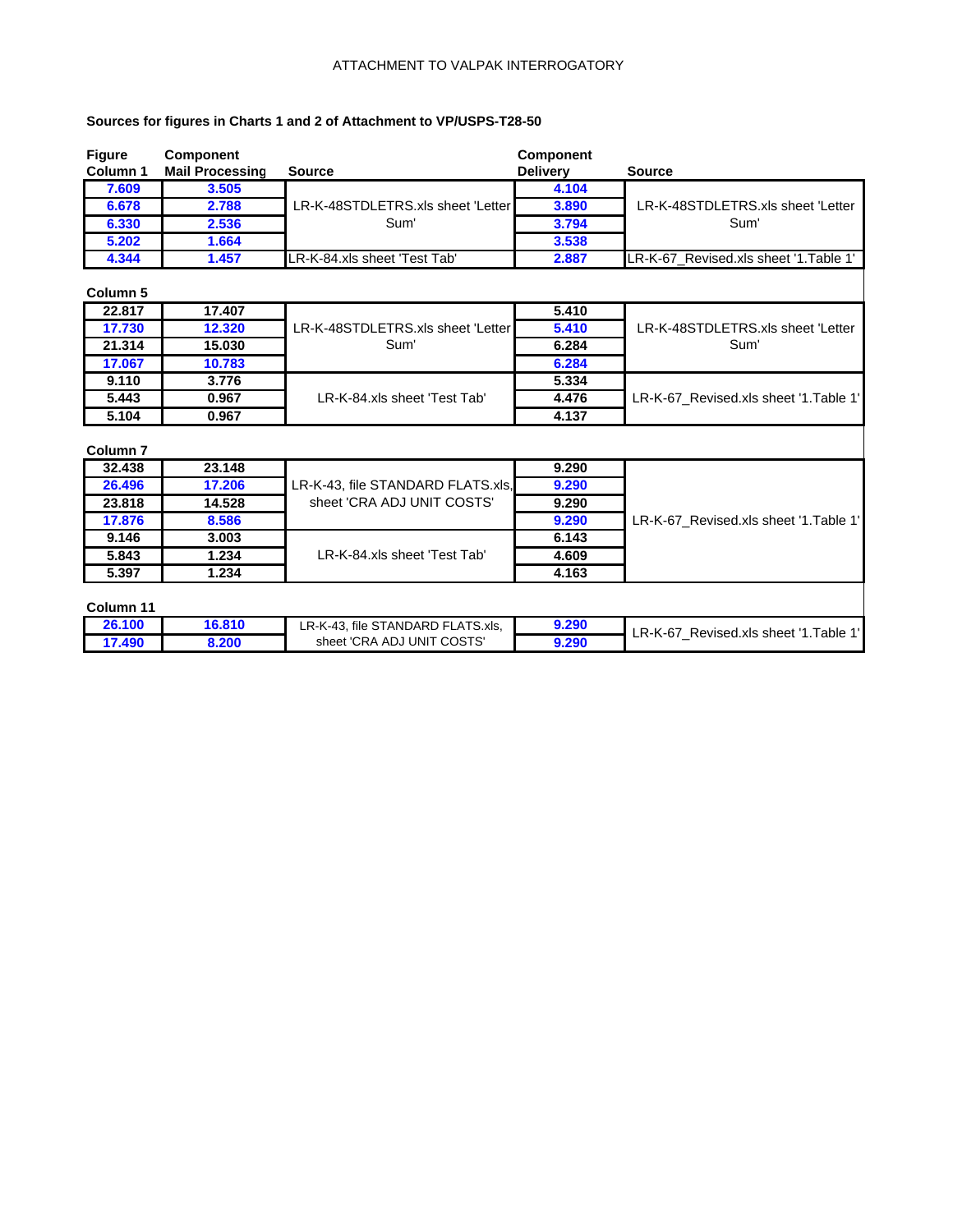ATTACHMENT TO VALPAK INTERROGATORY

**Sources for figures in Charts 1 and 2 of Attachment to VP/USPS-T28-50**

| Figure Column 1 | Component Mail Processing | Source | Component Delivery | Source |
|---|---|---|---|---|
| 7.609 | 3.505 | LR-K-48STDLETRS.xls sheet 'Letter Sum' | 4.104 | LR-K-48STDLETRS.xls sheet 'Letter Sum' |
| 6.678 | 2.788 | | 3.890 | |
| 6.330 | 2.536 | | 3.794 | |
| 5.202 | 1.664 | | 3.538 | |
| 4.344 | 1.457 | LR-K-84.xls sheet 'Test Tab' | 2.887 | LR-K-67_Revised.xls sheet '1.Table 1' |

**Column 5**

| Figure | Component Mail Processing | Source | Component Delivery | Source |
|---|---|---|---|---|
| 22.817 | 17.407 | LR-K-48STDLETRS.xls sheet 'Letter Sum' | 5.410 | LR-K-48STDLETRS.xls sheet 'Letter Sum' |
| 17.730 | 12.320 | | 5.410 | |
| 21.314 | 15.030 | | 6.284 | |
| 17.067 | 10.783 | | 6.284 | |
| 9.110 | 3.776 | LR-K-84.xls sheet 'Test Tab' | 5.334 | LR-K-67_Revised.xls sheet '1.Table 1' |
| 5.443 | 0.967 | | 4.476 | |
| 5.104 | 0.967 | | 4.137 | |

**Column 7**

| Figure | Component Mail Processing | Source | Component Delivery | Source |
|---|---|---|---|---|
| 32.438 | 23.148 | LR-K-43, file STANDARD FLATS.xls, sheet 'CRA ADJ UNIT COSTS' | 9.290 | LR-K-67_Revised.xls sheet '1.Table 1' |
| 26.496 | 17.206 | | 9.290 | |
| 23.818 | 14.528 | | 9.290 | |
| 17.876 | 8.586 | | 9.290 | |
| 9.146 | 3.003 | LR-K-84.xls sheet 'Test Tab' | 6.143 | |
| 5.843 | 1.234 | | 4.609 | |
| 5.397 | 1.234 | | 4.163 | |

**Column 11**

| Figure | Component Mail Processing | Source | Component Delivery | Source |
|---|---|---|---|---|
| 26.100 | 16.810 | LR-K-43, file STANDARD FLATS.xls, sheet 'CRA ADJ UNIT COSTS' | 9.290 | LR-K-67_Revised.xls sheet '1.Table 1' |
| 17.490 | 8.200 | | 9.290 | |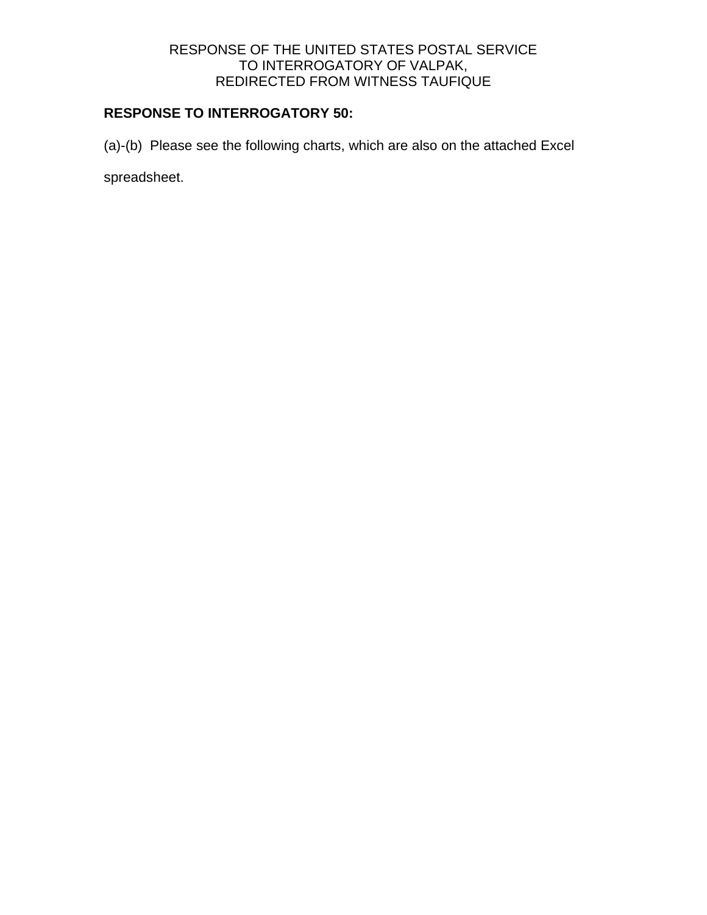RESPONSE OF THE UNITED STATES POSTAL SERVICE
TO INTERROGATORY OF VALPAK,
REDIRECTED FROM WITNESS TAUFIQUE

**RESPONSE TO INTERROGATORY 50:**

(a)-(b) Please see the following charts, which are also on the attached Excel spreadsheet.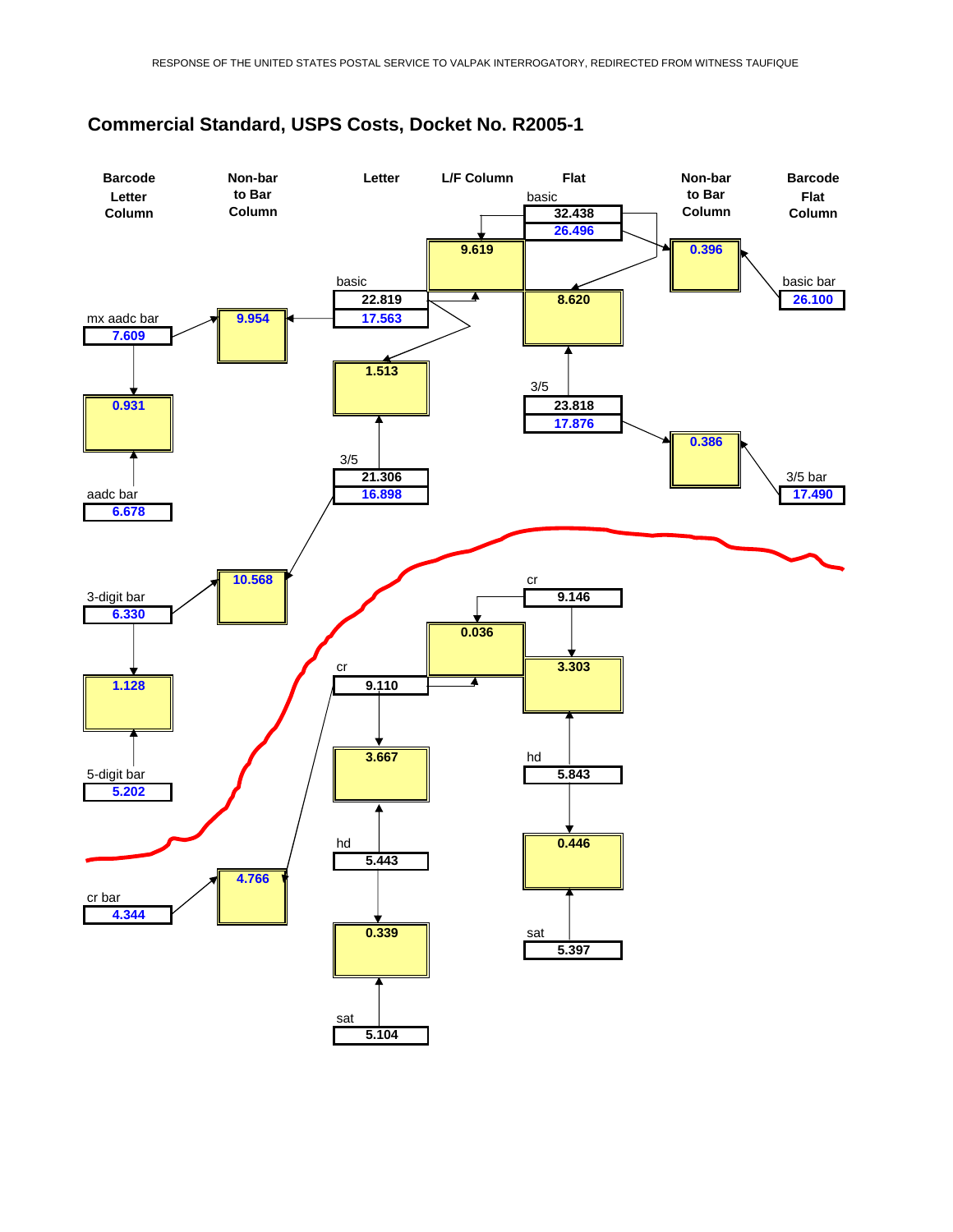RESPONSE OF THE UNITED STATES POSTAL SERVICE TO VALPAK INTERROGATORY, REDIRECTED FROM WITNESS TAUFIQUE

## Commercial Standard, USPS Costs, Docket No. R2005-1

| Barcode Letter Column | Non-bar to Bar Column | Letter | L/F Column | Flat | Non-bar to Bar Column | Barcode Flat Column |
|---|---|---|---|---|---|---|
| | | | | basic 32.438 / 26.496 | | |
| | | | 9.619 | | 0.396 | |
| | | basic 22.819 / 17.563 | | 8.620 | | basic bar 26.100 |
| mx aadc bar 7.609 | 9.954 | | | | | |
| | | 1.513 | | | | |
| 0.931 | | | | 3/5 23.818 / 17.876 | | |
| | | | | | 0.386 | 3/5 bar 17.490 |
| aadc bar 6.678 | | 3/5 21.306 / 16.898 | | | | |
| 3-digit bar 6.330 | 10.568 | | | cr 9.146 | | |
| | | | 0.036 | | | |
| 1.128 | | cr 9.110 | | 3.303 | | |
| | | 3.667 | | | | |
| 5-digit bar 5.202 | | | | hd 5.843 | | |
| | | hd 5.443 | | 0.446 | | |
| cr bar 4.344 | 4.766 | | | | | |
| | | 0.339 | | sat 5.397 | | |
| | | sat 5.104 | | | | |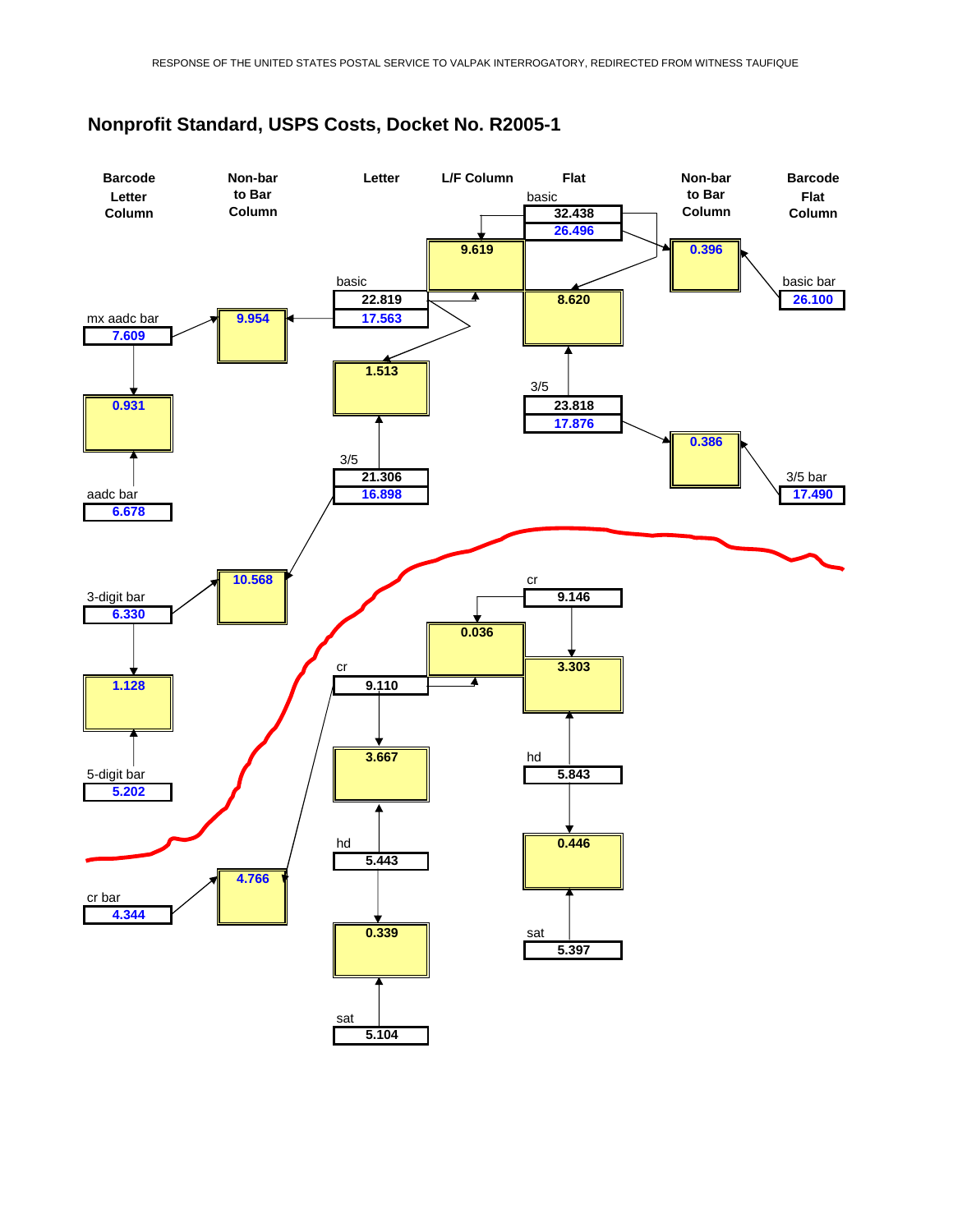RESPONSE OF THE UNITED STATES POSTAL SERVICE TO VALPAK INTERROGATORY, REDIRECTED FROM WITNESS TAUFIQUE

## Nonprofit Standard, USPS Costs, Docket No. R2005-1

| Barcode Letter Column | Non-bar to Bar Column | Letter | L/F Column | Flat | Non-bar to Bar Column | Barcode Flat Column |
|---|---|---|---|---|---|---|
| | | | | basic: 32.438 / 26.496 | | |
| | | | 9.619 | | 0.396 | basic bar: 26.100 |
| mx aadc bar: 7.609 | 9.954 | basic: 22.819 / 17.563 | | 8.620 | | |
| 0.931 | | 1.513 | | 3/5: 23.818 / 17.876 | 0.386 | 3/5 bar: 17.490 |
| aadc bar: 6.678 | | 3/5: 21.306 / 16.898 | | | | |
| 3-digit bar: 6.330 | 10.568 | | | cr: 9.146 | | |
| | | | 0.036 | 3.303 | | |
| 1.128 | | cr: 9.110 | | | | |
| 5-digit bar: 5.202 | | 3.667 | | hd: 5.843 | | |
| | | hd: 5.443 | | 0.446 | | |
| cr bar: 4.344 | 4.766 | 0.339 | | sat: 5.397 | | |
| | | sat: 5.104 | | | | |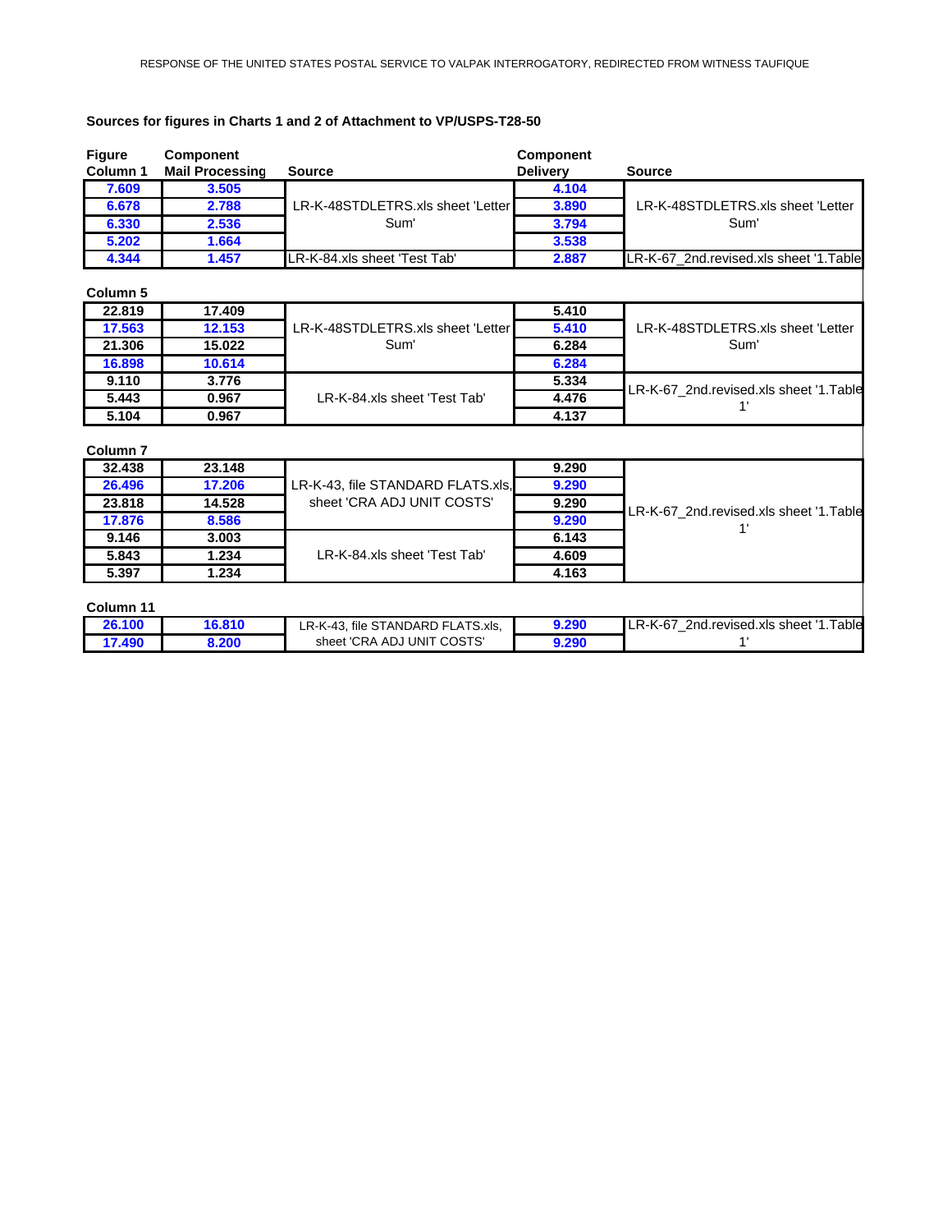RESPONSE OF THE UNITED STATES POSTAL SERVICE TO VALPAK INTERROGATORY, REDIRECTED FROM WITNESS TAUFIQUE

**Sources for figures in Charts 1 and 2 of Attachment to VP/USPS-T28-50**

| Figure Column 1 | Component Mail Processing | Source | Component Delivery | Source |
|---|---|---|---|---|
| 7.609 | 3.505 | LR-K-48STDLETRS.xls sheet 'Letter Sum' | 4.104 | LR-K-48STDLETRS.xls sheet 'Letter Sum' |
| 6.678 | 2.788 | | 3.890 | |
| 6.330 | 2.536 | | 3.794 | |
| 5.202 | 1.664 | | 3.538 | |
| 4.344 | 1.457 | LR-K-84.xls sheet 'Test Tab' | 2.887 | LR-K-67_2nd.revised.xls sheet '1.Table |

**Column 5**

| Figure | Component Mail Processing | Source | Component Delivery | Source |
|---|---|---|---|---|
| 22.819 | 17.409 | LR-K-48STDLETRS.xls sheet 'Letter Sum' | 5.410 | LR-K-48STDLETRS.xls sheet 'Letter Sum' |
| 17.563 | 12.153 | | 5.410 | |
| 21.306 | 15.022 | | 6.284 | |
| 16.898 | 10.614 | | 6.284 | |
| 9.110 | 3.776 | LR-K-84.xls sheet 'Test Tab' | 5.334 | LR-K-67_2nd.revised.xls sheet '1.Table 1' |
| 5.443 | 0.967 | | 4.476 | |
| 5.104 | 0.967 | | 4.137 | |

**Column 7**

| Figure | Component Mail Processing | Source | Component Delivery | Source |
|---|---|---|---|---|
| 32.438 | 23.148 | LR-K-43, file STANDARD FLATS.xls, sheet 'CRA ADJ UNIT COSTS' | 9.290 | LR-K-67_2nd.revised.xls sheet '1.Table 1' |
| 26.496 | 17.206 | | 9.290 | |
| 23.818 | 14.528 | | 9.290 | |
| 17.876 | 8.586 | | 9.290 | |
| 9.146 | 3.003 | LR-K-84.xls sheet 'Test Tab' | 6.143 | |
| 5.843 | 1.234 | | 4.609 | |
| 5.397 | 1.234 | | 4.163 | |

**Column 11**

| Figure | Component Mail Processing | Source | Component Delivery | Source |
|---|---|---|---|---|
| 26.100 | 16.810 | LR-K-43, file STANDARD FLATS.xls, sheet 'CRA ADJ UNIT COSTS' | 9.290 | LR-K-67_2nd.revised.xls sheet '1.Table 1' |
| 17.490 | 8.200 | | 9.290 | |